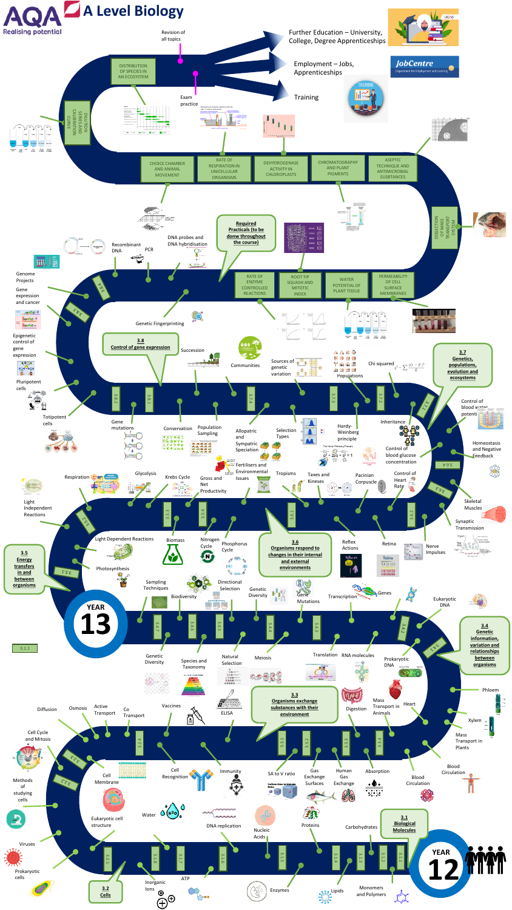# AQA A Level Biology

Realising potential

Revision of all topics

Exam practice

- Further Education – University, College, Degree Apprenticeships
- Employment – Jobs, Apprenticeships
- Training

## Required Practicals (to be donw throughout the course)

- DILUTION SERIES AND CALIBRATION CURVE
- DISTRIBUTION OF SPECIES IN AN ECOSYSTEM
- CHOICE CHAMBER AND ANIMAL MOVEMENT
- RATE OF RESPIRATION IN UNICELLULAR ORGANISMS
- DEHYDROGENASE ACTIVITY IN CHLOROPLASTS
- CHROMATOGRAPHY AND PLANT PIGMENTS
- ASEPTIC TECHNIQUE AND ANTIMICROBIAL SUBSTANCES
- DISSECTION OF MASS TRANSPORT SYSTEM
- RATE OF ENZYME CONTROLLED REACTIONS
- ROOT TIP SQUASH AND MITOTIC INDEX
- WATER POTENTIAL OF PLANT TISSUE
- PERMEABILITY OF CELL SURFACE MEMBRANES

## YEAR 13

### 3.8 Control of gene expression

- 3.8.4: Recombinant DNA, PCR, DNA probes and DNA hybridisation, Genetic Fingerprinting
- 3.8.3: Genome Projects, Gene expression and cancer
- 3.8.2: Epigenetic control of gene expression, Pluripotent cells, Totipotent cells
- 3.8.1: Gene mutations

### 3.7 Genetics, populations, evolution and ecosystems

- 3.7.4: Succession, Communities, Conservation, Population Sampling
- 3.7.3: Sources of genetic variation, Allopatric and Sympatric Speciation, Selection Types
- 3.7.2: Populations, Hardy-Weinberg principle
- 3.7.1: Chi squared $\chi^2 = \sum \frac{(O-E)^2}{E}$, Inheritance

### 3.6 Organisms respond to changes in their internal and external environments

- 3.6.4: Control of blood water potential, Control of blood glucose concentration, Homeostasis and Negative Feedback
- 3.6.3: Skeletal Muscles, Synaptic Transmission, Nerve Impulses
- 3.6.2: Control of Heart Rate, Pacinian Corpuscle, Retina
- 3.6.1: Tropisms, Taxes and Kineses, Reflex Actions

### 3.5 Energy transfers in and between organisms

- 3.5.4: Gross and Net Productivity, Fertilisers and Environmental Issues, Nitrogen Cycle, Phosphorus Cycle
- 3.5.3: Biomass
- 3.5.2: Respiration, Glycolysis, Krebs Cycle
- 3.5.1: Light Independent Reactions, Light Dependent Reactions, Photosynthesis

## YEAR 12

### 3.4 Genetic information, variation and relationships between organisms

- 3.4.7: Sampling Techniques, Biodiversity
- 3.4.6: Directional Selection, Species and Taxonomy
- 3.4.5: Natural Selection
- 3.4.4: Genetic Diversity, Meiosis
- 3.4.3: Gene Mutations, Transcription, Translation
- 3.4.2: Genes, RNA molecules
- 3.4.1: Eukaryotic DNA, Prokaryotic DNA

### 3.3 Organisms exchange substances with their environment

- 3.3.4: Phloem, Xylem, Mass Transport in Plants, Mass Transport in Animals, Heart, Blood Circulation
- 3.3.3: Digestion, Absorption
- 3.3.2: Gas Exchange Surfaces, Human Gas Exchange
- 3.3.1: SA to V ratio

### 3.2 Cells

- 3.2.4: Vaccines, ELISA, Cell Recognition, Immunity
- 3.2.3: Diffusion, Osmosis, Active Transport, Co Transport, Cell Membrane
- 3.2.2: Cell Cycle and Mitosis
- 3.2.1: Methods of studying cells, Viruses, Prokaryotic cells, Eukaryotic cell structure

### 3.1 Biological Molecules

- 3.1.8: Inorganic Ions
- 3.1.7: Water
- 3.1.6: ATP
- 3.1.5: DNA replication, Nucleic Acids
- 3.1.4: Enzymes, Proteins
- 3.1.3: Lipids
- 3.1.2: Carbohydrates
- 3.1.1: Monomers and Polymers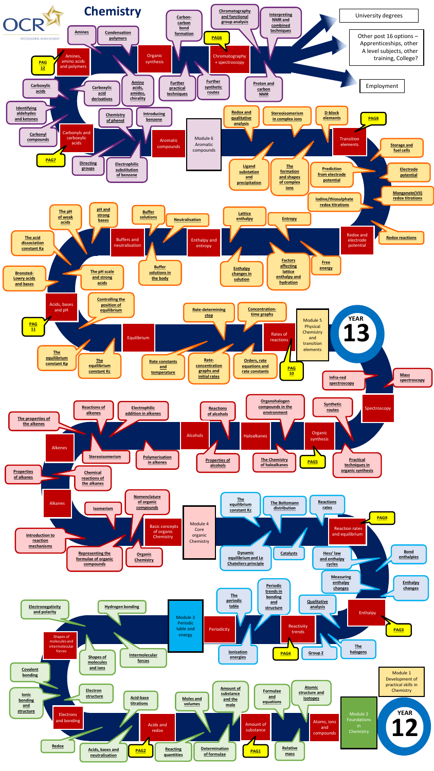# Chemistry

OCR RECOGNISING ACHIEVEMENT

University degrees

Other post 16 options – Apprenticeships, other A level subjects, other training, College?

Employment

## YEAR 12

Module 1 Development of practical skills in Chemistry

### Module 2 Foundations in Chemistry

**Atoms, ions and compounds**
- Atomic structure and isotopes
- Relative mass

**Amount of substance**
- Formula and equations
- Amount of substance and the mole
- Determination of formulae
- Moles and volumes
- Reacting quantities
- PAG1

**Acids and redox**
- Acid-base titrations
- Acids, bases and neutralisation
- PAG2

**Electrons and bonding**
- Redox
- Electron structure
- Ionic bonding and structure
- Covalent bonding

**Shapes of molecules and intermolecular forces**
- Shapes of molecules and ions
- Intermolecular forces
- Electronegativity and polarity
- Hydrogen bonding

### Module 3 Periodic table and energy

**Periodicity**
- The periodic table
- Ionisation energies
- Periodic trends in bonding and structure

**Reactivity trends**
- PAG4
- Group 2
- Qualitative analysis
- The halogens

**Enthalpy**
- PAG3
- Enthalpy changes
- Measuring enthalpy changes
- Hess' law and enthalpy cycles
- Bond enthalpies

**Reaction rates and equilibrium**
- PAG9
- Reactions rates
- Catalysts
- The Boltzmann distribution
- The equilibrium constant Kc
- Dynamic equilibrium and Le Chateliers principle

### Module 4 Core organic Chemistry

**Basic concepts of organic Chemistry**
- Organic Chemistry
- Nomenclature of organic compounds
- Representing the formulae of organic compounds
- Isomerism
- Introduction to reaction mechanisms

**Alkanes**
- Properties of alkanes
- Chemical reactions of the alkanes

**Alkenes**
- The properties of the alkenes
- Reactions of alkenes
- Electrophilic addition in alkenes
- Stereoisomerism
- Polymerisation in alkenes

**Alcohols**
- Reactions of alcohols
- Properties of alcohols

**Haloalkanes**
- Organohalogen compounds in the environment
- The Chemistry of haloalkanes
- PAG5

**Organic synthesis**
- Synthetic routes
- Practical techniques in organic synthesis

**Spectroscopy**
- Infra-red spectroscopy
- Mass spectroscopy

## YEAR 13

### Module 5 Physical Chemistry and transition elements

**Rates of reactions**
- PAG 10
- Rate-determining step
- Concentration-time graphs
- Orders, rate equations and rate constants
- Rate-concentration graphs and initial rates
- Rate constants and temperature

**Equilibrium**
- Controlling the position of equilibrium
- The equilibrium constant Kc
- The equilibrium constant Kp

**Acids, bases and pH**
- PAG 11
- Bronsted-Lowry acids and bases
- The acid dissociation constant Ka
- The pH of weak acids
- pH and strong bases
- The pH scale and strong acids

**Buffers and neutralisation**
- Buffer solutions
- Neutralisation
- Buffer solutions in the body

**Enthalpy and entropy**
- Lattice enthalpy
- Entropy
- Enthalpy changes in solution
- Factors affecting lattice enthalpy and hydration
- Free energy

**Redox and electrode potential**
- Redox reactions
- Manganate(VII) redox titrations
- Iodine/thiosulphate redox titrations
- Electrode potential
- Prediction from electrode potential
- Storage and fuel cells

**Transition elements**
- PAG8
- D-block elements
- Redox and qualitative analysis
- Stereoisomerism in complex ions
- Ligand substation and precipitation
- The formation and shapes of complex ions

### Module 6 Aromatic compounds

**Aromatic compounds**
- Chemistry of phenol
- Introducing benzene
- Electrophilic substitution of benzene
- Directing groups

**Carbonyls and carboxylic acids**
- PAG7
- Carbonyl compounds
- Identifying aldehydes and ketones
- Carboxylic acids
- Carboxylic acid derivatives

**Amines, amino acids and polymers**
- PAG 12
- Amines
- Condensation polymers
- Amino acids, amides, chirality

**Organic synthesis**
- Carbon-carbon bond formation
- Further practical techniques
- Further synthetic routes

**Chromatography + spectroscopy**
- PAG6
- Chromatography and functional group analysis
- Interpreting NMR and combined techniques
- Proton and carbon NMR